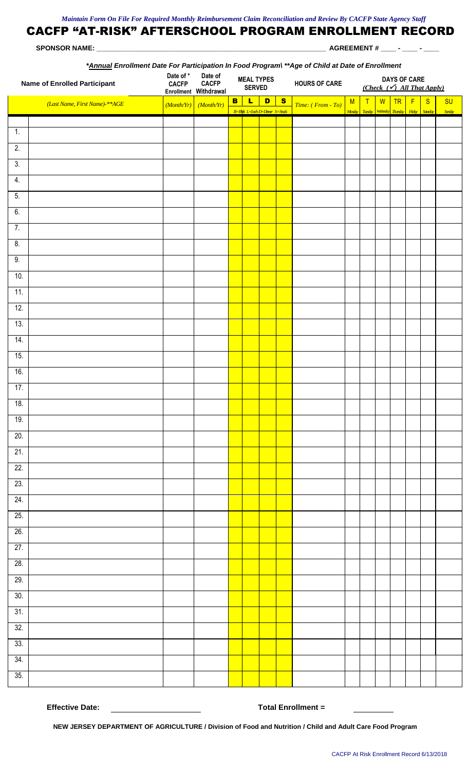*Maintain Form On File For Required Monthly Reimbursement Claim Reconciliation and Review By CACFP State Agency Staff*

# CACFP "AT-RISK" AFTERSCHOOL PROGRAM ENROLLMENT RECORD

**SPONSOR NAME:** ________________________________________________ **AGREEMENT #** ____ - ____ - ____

***Annual** Enrollment Date For Participation In Food Program\ **Age of Child at Date of Enrollment*

| | Name of Enrolled Participant | Date of * CACFP Enrollment | Date of CACFP Withdrawal | MEAL TYPES SERVED | | | | HOURS OF CARE | DAYS OF CARE (Check (✓) All That Apply) | | | | | | |
|---|---|---|---|---|---|---|---|---|---|---|---|---|---|---|---|
| | *(Last Name, First Name)-**AGE* | *(Month/Yr)* | *(Month/Yr)* | B | L | D | S | *Time: ( From - To)* | M | T | W | TR | F | S | SU |
| | | | | B=Bkft | L=Lnch | D=Dinner | S=Snack | | Monday | Tuesday | Wednesday | Thursday | Friday | Saturday | Sunday |
| 1. | | | | | | | | | | | | | | | |
| 2. | | | | | | | | | | | | | | | |
| 3. | | | | | | | | | | | | | | | |
| 4. | | | | | | | | | | | | | | | |
| 5. | | | | | | | | | | | | | | | |
| 6. | | | | | | | | | | | | | | | |
| 7. | | | | | | | | | | | | | | | |
| 8. | | | | | | | | | | | | | | | |
| 9. | | | | | | | | | | | | | | | |
| 10. | | | | | | | | | | | | | | | |
| 11. | | | | | | | | | | | | | | | |
| 12. | | | | | | | | | | | | | | | |
| 13. | | | | | | | | | | | | | | | |
| 14. | | | | | | | | | | | | | | | |
| 15. | | | | | | | | | | | | | | | |
| 16. | | | | | | | | | | | | | | | |
| 17. | | | | | | | | | | | | | | | |
| 18. | | | | | | | | | | | | | | | |
| 19. | | | | | | | | | | | | | | | |
| 20. | | | | | | | | | | | | | | | |
| 21. | | | | | | | | | | | | | | | |
| 22. | | | | | | | | | | | | | | | |
| 23. | | | | | | | | | | | | | | | |
| 24. | | | | | | | | | | | | | | | |
| 25. | | | | | | | | | | | | | | | |
| 26. | | | | | | | | | | | | | | | |
| 27. | | | | | | | | | | | | | | | |
| 28. | | | | | | | | | | | | | | | |
| 29. | | | | | | | | | | | | | | | |
| 30. | | | | | | | | | | | | | | | |
| 31. | | | | | | | | | | | | | | | |
| 32. | | | | | | | | | | | | | | | |
| 33. | | | | | | | | | | | | | | | |
| 34. | | | | | | | | | | | | | | | |
| 35. | | | | | | | | | | | | | | | |

**Effective Date:** ____________________ **Total Enrollment =** __________

**NEW JERSEY DEPARTMENT OF AGRICULTURE / Division of Food and Nutrition / Child and Adult Care Food Program**

CACFP At Risk Enrollment Record 6/13/2018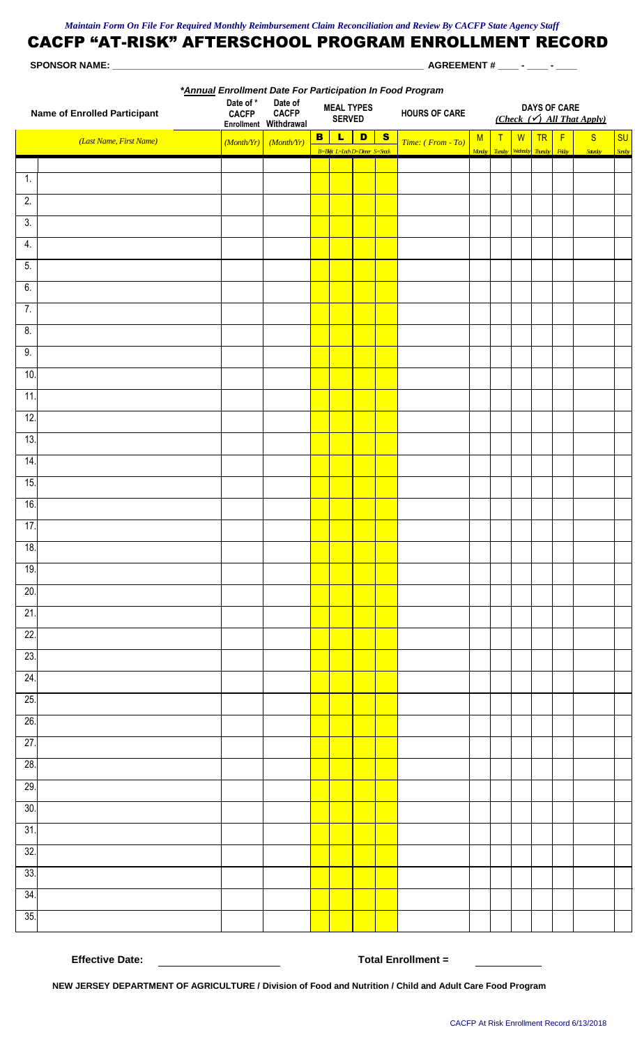*Maintain Form On File For Required Monthly Reimbursement Claim Reconciliation and Review By CACFP State Agency Staff*

# CACFP "AT-RISK" AFTERSCHOOL PROGRAM ENROLLMENT RECORD

**SPONSOR NAME:** ______________________________________________________ **AGREEMENT #** ____ - ____ - ____

***Annual** Enrollment Date For Participation In Food Program*

| | Name of Enrolled Participant | Date of * CACFP Enrollment | Date of CACFP Withdrawal | MEAL TYPES SERVED | | | | HOURS OF CARE | DAYS OF CARE (Check (✓) All That Apply) | | | | | | |
|---|---|---|---|---|---|---|---|---|---|---|---|---|---|---|---|
| | (Last Name, First Name) | (Month/Yr) | (Month/Yr) | B | L | D | S | Time: ( From - To) | M | T | W | TR | F | S | SU |
| | | | | B=Bkft L=Lnch D=Dinner S=Snack | | | | | Monday | Tuesday | Wednesday | Thursday | Friday | Saturday | Sunday |
| 1. | | | | | | | | | | | | | | | |
| 2. | | | | | | | | | | | | | | | |
| 3. | | | | | | | | | | | | | | | |
| 4. | | | | | | | | | | | | | | | |
| 5. | | | | | | | | | | | | | | | |
| 6. | | | | | | | | | | | | | | | |
| 7. | | | | | | | | | | | | | | | |
| 8. | | | | | | | | | | | | | | | |
| 9. | | | | | | | | | | | | | | | |
| 10. | | | | | | | | | | | | | | | |
| 11. | | | | | | | | | | | | | | | |
| 12. | | | | | | | | | | | | | | | |
| 13. | | | | | | | | | | | | | | | |
| 14. | | | | | | | | | | | | | | | |
| 15. | | | | | | | | | | | | | | | |
| 16. | | | | | | | | | | | | | | | |
| 17. | | | | | | | | | | | | | | | |
| 18. | | | | | | | | | | | | | | | |
| 19. | | | | | | | | | | | | | | | |
| 20. | | | | | | | | | | | | | | | |
| 21. | | | | | | | | | | | | | | | |
| 22. | | | | | | | | | | | | | | | |
| 23. | | | | | | | | | | | | | | | |
| 24. | | | | | | | | | | | | | | | |
| 25. | | | | | | | | | | | | | | | |
| 26. | | | | | | | | | | | | | | | |
| 27. | | | | | | | | | | | | | | | |
| 28. | | | | | | | | | | | | | | | |
| 29. | | | | | | | | | | | | | | | |
| 30. | | | | | | | | | | | | | | | |
| 31. | | | | | | | | | | | | | | | |
| 32. | | | | | | | | | | | | | | | |
| 33. | | | | | | | | | | | | | | | |
| 34. | | | | | | | | | | | | | | | |
| 35. | | | | | | | | | | | | | | | |

**Effective Date:** ____________________ **Total Enrollment =** __________

**NEW JERSEY DEPARTMENT OF AGRICULTURE / Division of Food and Nutrition / Child and Adult Care Food Program**

CACFP At Risk Enrollment Record 6/13/2018